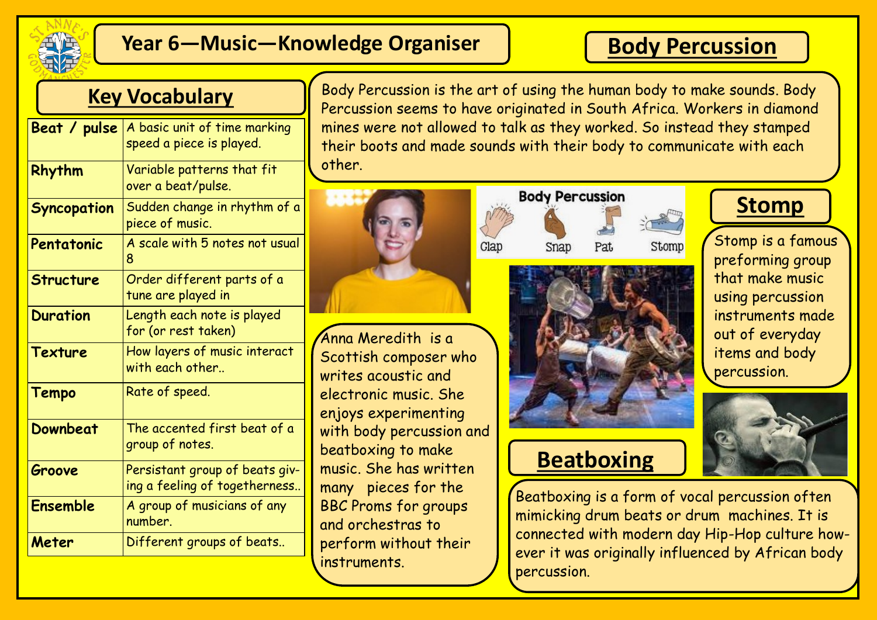# Year 6—Music—Knowledge Organiser

## Key Vocabulary

| Term | Definition |
| --- | --- |
| **Beat / pulse** | A basic unit of time marking speed a piece is played. |
| **Rhythm** | Variable patterns that fit over a beat/pulse. |
| **Syncopation** | Sudden change in rhythm of a piece of music. |
| **Pentatonic** | A scale with 5 notes not usual 8 |
| **Structure** | Order different parts of a tune are played in |
| **Duration** | Length each note is played for (or rest taken) |
| **Texture** | How layers of music interact with each other.. |
| **Tempo** | Rate of speed. |
| **Downbeat** | The accented first beat of a group of notes. |
| **Groove** | Persistant group of beats giving a feeling of togetherness.. |
| **Ensemble** | A group of musicians of any number. |
| **Meter** | Different groups of beats.. |

## Body Percussion

Body Percussion is the art of using the human body to make sounds. Body Percussion seems to have originated in South Africa. Workers in diamond mines were not allowed to talk as they worked. So instead they stamped their boots and made sounds with their body to communicate with each other.

Body Percussion: Clap, Snap, Pat, Stomp

Anna Meredith is a Scottish composer who writes acoustic and electronic music. She enjoys experimenting with body percussion and beatboxing to make music. She has written many pieces for the BBC Proms for groups and orchestras to perform without their instruments.

## Stomp

Stomp is a famous preforming group that make music using percussion instruments made out of everyday items and body percussion.

## Beatboxing

Beatboxing is a form of vocal percussion often mimicking drum beats or drum machines. It is connected with modern day Hip-Hop culture however it was originally influenced by African body percussion.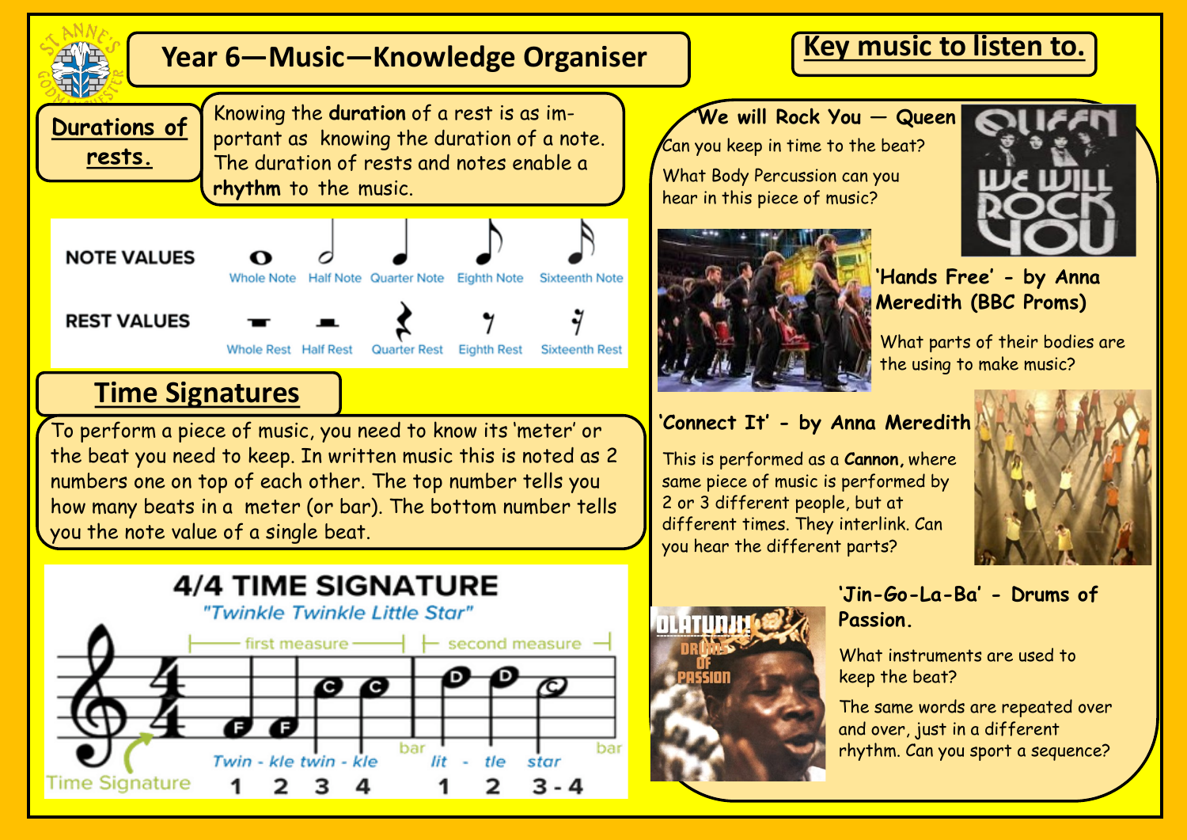# Year 6—Music—Knowledge Organiser

## Durations of rests.

Knowing the **duration** of a rest is as important as knowing the duration of a note. The duration of rests and notes enable a **rhythm** to the music.

NOTE VALUES: Whole Note, Half Note, Quarter Note, Eighth Note, Sixteenth Note

REST VALUES: Whole Rest, Half Rest, Quarter Rest, Eighth Rest, Sixteenth Rest

## Time Signatures

To perform a piece of music, you need to know its 'meter' or the beat you need to keep. In written music this is noted as 2 numbers one on top of each other. The top number tells you how many beats in a meter (or bar). The bottom number tells you the note value of a single beat.

4/4 TIME SIGNATURE

"Twinkle Twinkle Little Star"

first measure — second measure

F F C C | D D C

Twin - kle twin - kle bar lit - tle star bar

Time Signature

1 2 3 4 1 2 3 - 4

## Key music to listen to.

**'We will Rock You — Queen**

Can you keep in time to the beat?

What Body Percussion can you hear in this piece of music?

**'Hands Free' - by Anna Meredith (BBC Proms)**

What parts of their bodies are the using to make music?

**'Connect It' - by Anna Meredith**

This is performed as a **Cannon**, where same piece of music is performed by 2 or 3 different people, but at different times. They interlink. Can you hear the different parts?

**'Jin-Go-La-Ba' - Drums of Passion.**

What instruments are used to keep the beat?

The same words are repeated over and over, just in a different rhythm. Can you sport a sequence?